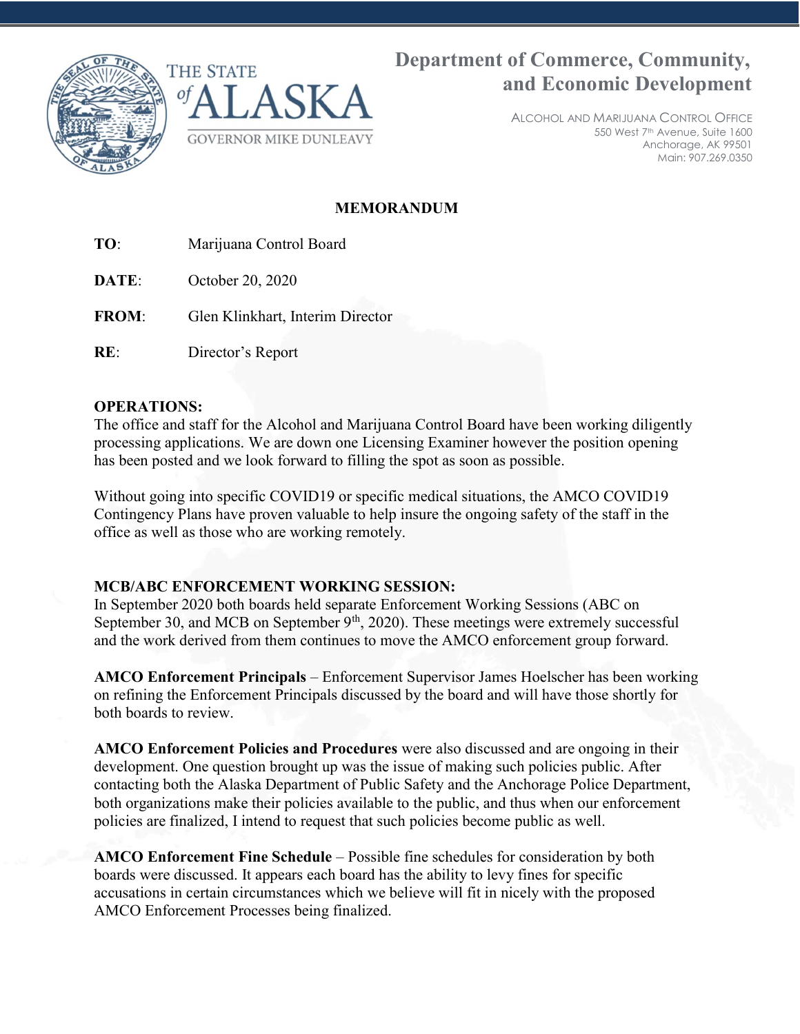**THE STATE of ALASKA**
GOVERNOR MIKE DUNLEAVY

**Department of Commerce, Community, and Economic Development**

ALCOHOL AND MARIJUANA CONTROL OFFICE
550 West 7th Avenue, Suite 1600
Anchorage, AK 99501
Main: 907.269.0350

**MEMORANDUM**

**TO**: Marijuana Control Board

**DATE**: October 20, 2020

**FROM**: Glen Klinkhart, Interim Director

**RE**: Director's Report

**OPERATIONS:**
The office and staff for the Alcohol and Marijuana Control Board have been working diligently processing applications. We are down one Licensing Examiner however the position opening has been posted and we look forward to filling the spot as soon as possible.

Without going into specific COVID19 or specific medical situations, the AMCO COVID19 Contingency Plans have proven valuable to help insure the ongoing safety of the staff in the office as well as those who are working remotely.

**MCB/ABC ENFORCEMENT WORKING SESSION:**
In September 2020 both boards held separate Enforcement Working Sessions (ABC on September 30, and MCB on September 9th, 2020). These meetings were extremely successful and the work derived from them continues to move the AMCO enforcement group forward.

**AMCO Enforcement Principals** – Enforcement Supervisor James Hoelscher has been working on refining the Enforcement Principals discussed by the board and will have those shortly for both boards to review.

**AMCO Enforcement Policies and Procedures** were also discussed and are ongoing in their development. One question brought up was the issue of making such policies public. After contacting both the Alaska Department of Public Safety and the Anchorage Police Department, both organizations make their policies available to the public, and thus when our enforcement policies are finalized, I intend to request that such policies become public as well.

**AMCO Enforcement Fine Schedule** – Possible fine schedules for consideration by both boards were discussed. It appears each board has the ability to levy fines for specific accusations in certain circumstances which we believe will fit in nicely with the proposed AMCO Enforcement Processes being finalized.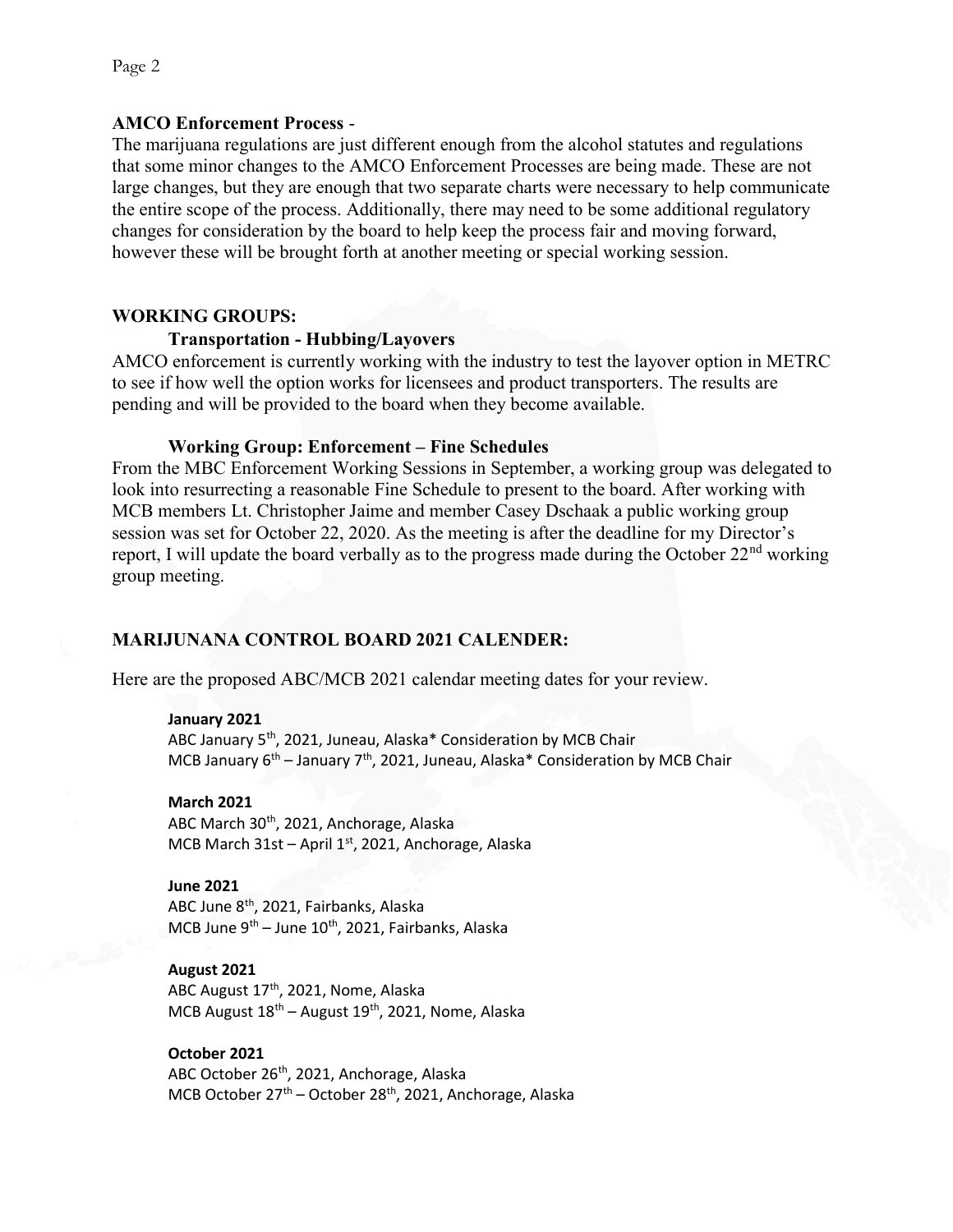**AMCO Enforcement Process** -
The marijuana regulations are just different enough from the alcohol statutes and regulations that some minor changes to the AMCO Enforcement Processes are being made. These are not large changes, but they are enough that two separate charts were necessary to help communicate the entire scope of the process. Additionally, there may need to be some additional regulatory changes for consideration by the board to help keep the process fair and moving forward, however these will be brought forth at another meeting or special working session.

## WORKING GROUPS:

### Transportation - Hubbing/Layovers

AMCO enforcement is currently working with the industry to test the layover option in METRC to see if how well the option works for licensees and product transporters. The results are pending and will be provided to the board when they become available.

### Working Group: Enforcement – Fine Schedules

From the MBC Enforcement Working Sessions in September, a working group was delegated to look into resurrecting a reasonable Fine Schedule to present to the board. After working with MCB members Lt. Christopher Jaime and member Casey Dschaak a public working group session was set for October 22, 2020. As the meeting is after the deadline for my Director's report, I will update the board verbally as to the progress made during the October 22nd working group meeting.

## MARIJUNANA CONTROL BOARD 2021 CALENDER:

Here are the proposed ABC/MCB 2021 calendar meeting dates for your review.

**January 2021**
ABC January 5th, 2021, Juneau, Alaska* Consideration by MCB Chair
MCB January 6th – January 7th, 2021, Juneau, Alaska* Consideration by MCB Chair

**March 2021**
ABC March 30th, 2021, Anchorage, Alaska
MCB March 31st – April 1st, 2021, Anchorage, Alaska

**June 2021**
ABC June 8th, 2021, Fairbanks, Alaska
MCB June 9th – June 10th, 2021, Fairbanks, Alaska

**August 2021**
ABC August 17th, 2021, Nome, Alaska
MCB August 18th – August 19th, 2021, Nome, Alaska

**October 2021**
ABC October 26th, 2021, Anchorage, Alaska
MCB October 27th – October 28th, 2021, Anchorage, Alaska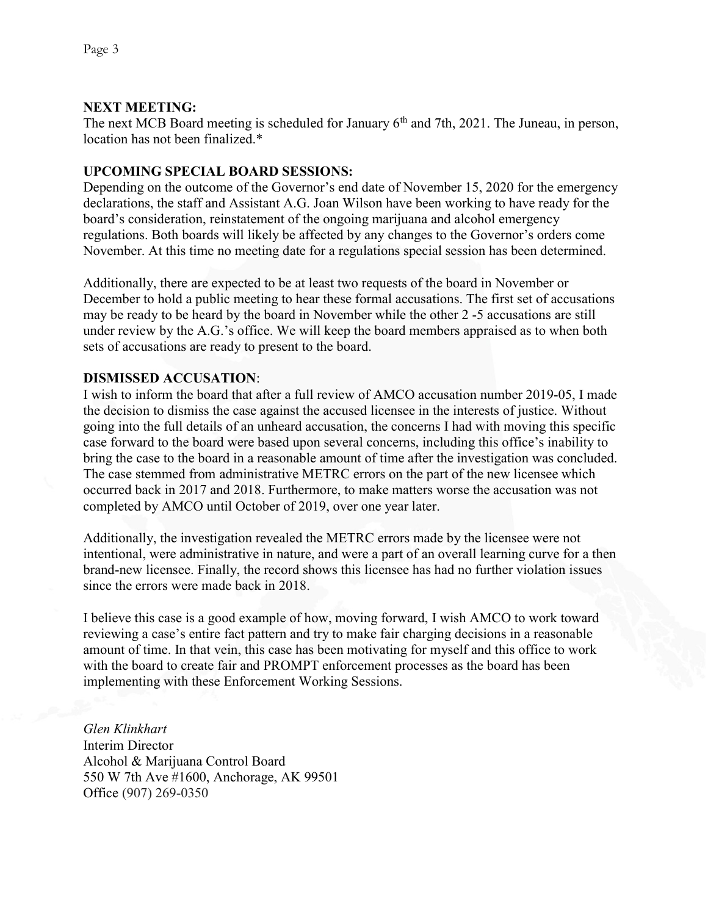**NEXT MEETING:**
The next MCB Board meeting is scheduled for January 6th and 7th, 2021. The Juneau, in person, location has not been finalized.*

**UPCOMING SPECIAL BOARD SESSIONS:**
Depending on the outcome of the Governor's end date of November 15, 2020 for the emergency declarations, the staff and Assistant A.G. Joan Wilson have been working to have ready for the board's consideration, reinstatement of the ongoing marijuana and alcohol emergency regulations. Both boards will likely be affected by any changes to the Governor's orders come November. At this time no meeting date for a regulations special session has been determined.

Additionally, there are expected to be at least two requests of the board in November or December to hold a public meeting to hear these formal accusations. The first set of accusations may be ready to be heard by the board in November while the other 2 -5 accusations are still under review by the A.G.'s office. We will keep the board members appraised as to when both sets of accusations are ready to present to the board.

**DISMISSED ACCUSATION**:
I wish to inform the board that after a full review of AMCO accusation number 2019-05, I made the decision to dismiss the case against the accused licensee in the interests of justice. Without going into the full details of an unheard accusation, the concerns I had with moving this specific case forward to the board were based upon several concerns, including this office's inability to bring the case to the board in a reasonable amount of time after the investigation was concluded. The case stemmed from administrative METRC errors on the part of the new licensee which occurred back in 2017 and 2018. Furthermore, to make matters worse the accusation was not completed by AMCO until October of 2019, over one year later.

Additionally, the investigation revealed the METRC errors made by the licensee were not intentional, were administrative in nature, and were a part of an overall learning curve for a then brand-new licensee. Finally, the record shows this licensee has had no further violation issues since the errors were made back in 2018.

I believe this case is a good example of how, moving forward, I wish AMCO to work toward reviewing a case's entire fact pattern and try to make fair charging decisions in a reasonable amount of time. In that vein, this case has been motivating for myself and this office to work with the board to create fair and PROMPT enforcement processes as the board has been implementing with these Enforcement Working Sessions.

*Glen Klinkhart*
Interim Director
Alcohol & Marijuana Control Board
550 W 7th Ave #1600, Anchorage, AK 99501
Office (907) 269-0350